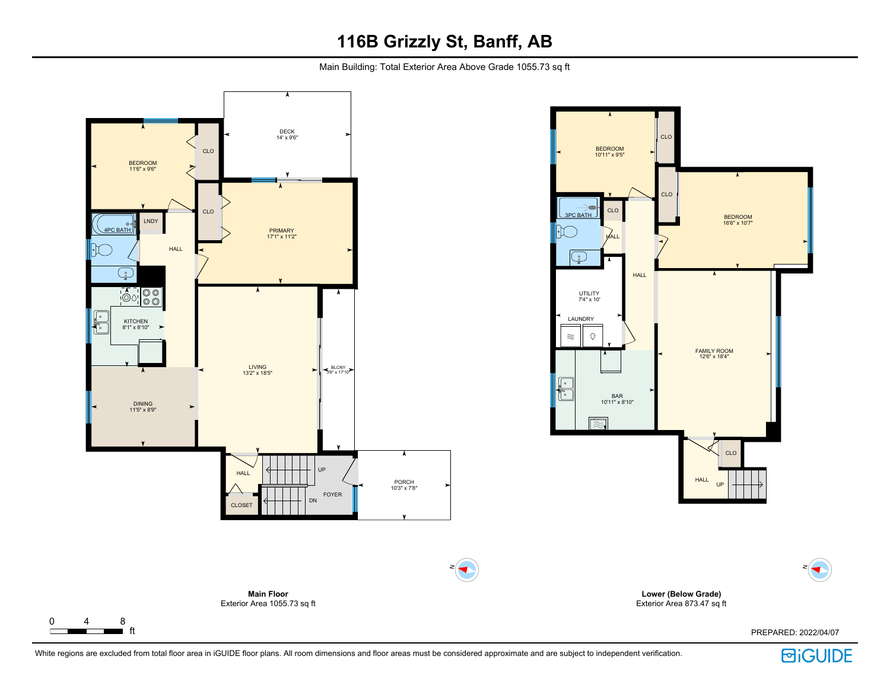# 116B Grizzly St, Banff, AB

Main Building: Total Exterior Area Above Grade 1055.73 sq ft

DECK
14' x 9'6"

BEDROOM
11'6" x 9'6"

CLO

CLO

PRIMARY
17'1" x 11'2"

4PC BATH

LNDY

HALL

KITCHEN
8'1" x 8'10"

LIVING
13'2" x 18'5"

BLCNY
3'6" x 17'10"

DINING
11'5" x 8'9"

HALL

UP

FOYER

DN

CLOSET

PORCH
10'3" x 7'8"

BEDROOM
10'11" x 9'5"

CLO

CLO

BEDROOM
16'6" x 10'7"

3PC BATH

CLO

HALL

HALL

UTILITY
7'4" x 10'

LAUNDRY

FAMILY ROOM
12'6" x 18'4"

BAR
10'11" x 8'10"

CLO

HALL

UP

**Main Floor**
Exterior Area 1055.73 sq ft

**Lower (Below Grade)**
Exterior Area 873.47 sq ft

0 4 8 ft

PREPARED: 2022/04/07

White regions are excluded from total floor area in iGUIDE floor plans. All room dimensions and floor areas must be considered approximate and are subject to independent verification.

iGUIDE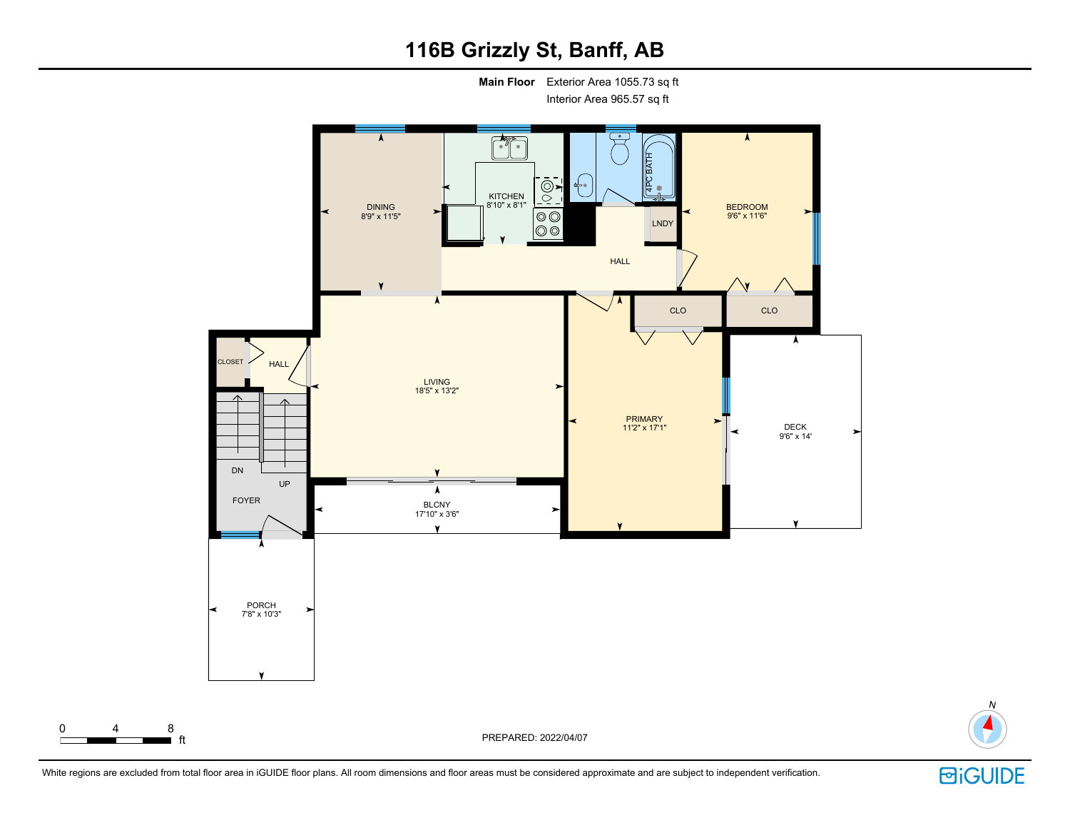# 116B Grizzly St, Banff, AB

**Main Floor** Exterior Area 1055.73 sq ft
Interior Area 965.57 sq ft

DINING
8'9" x 11'5"

KITCHEN
8'10" x 8'1"

4PC BATH

BEDROOM
9'6" x 11'6"

LNDY

HALL

CLO

CLO

CLOSET

HALL

LIVING
18'5" x 13'2"

PRIMARY
11'2" x 17'1"

DECK
9'6" x 14'

DN

UP

FOYER

BLCNY
17'10" x 3'6"

PORCH
7'8" x 10'3"

0 4 8 ft

PREPARED: 2022/04/07

N

White regions are excluded from total floor area in iGUIDE floor plans. All room dimensions and floor areas must be considered approximate and are subject to independent verification.

iGUIDE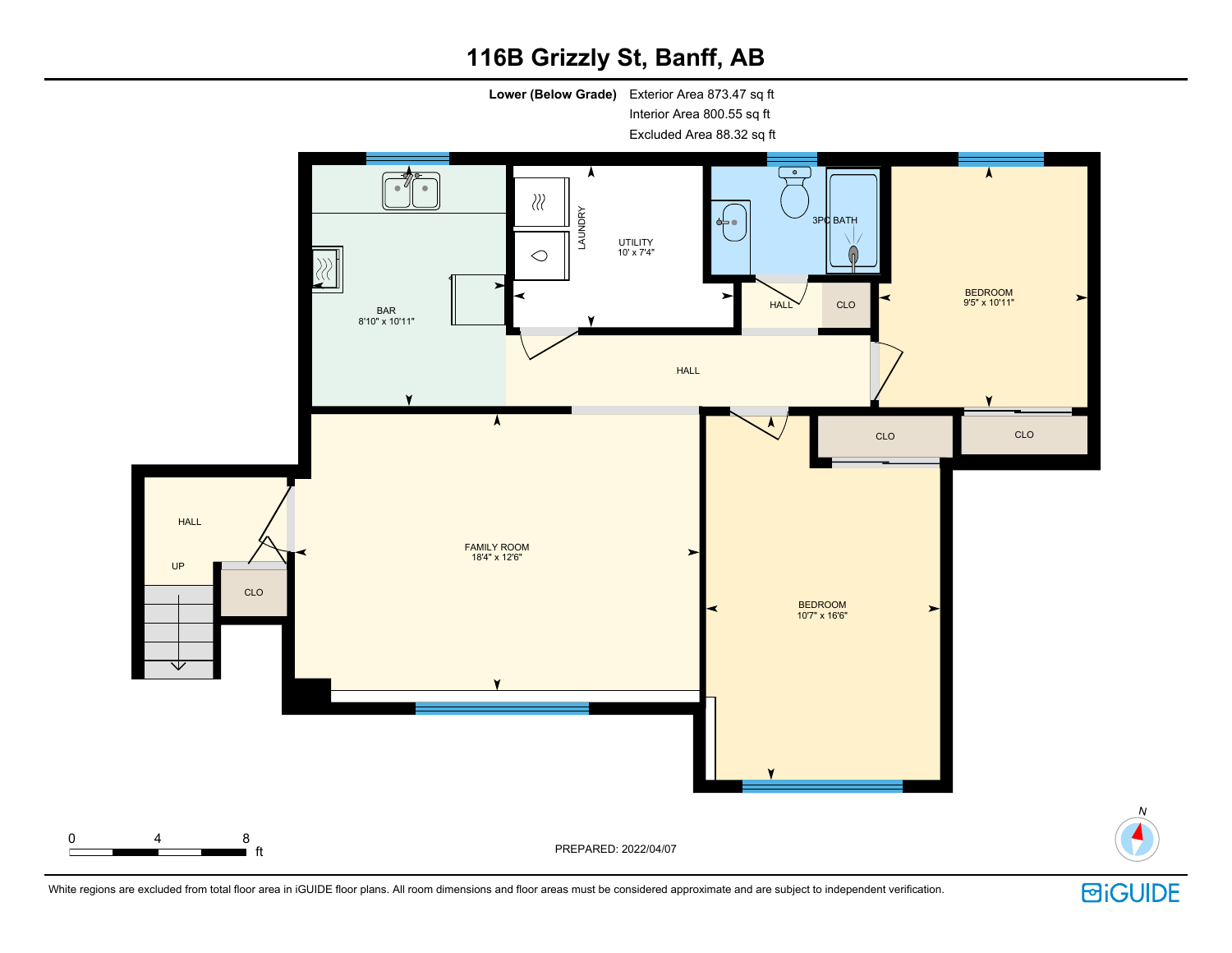# 116B Grizzly St, Banff, AB

**Lower (Below Grade)** Exterior Area 873.47 sq ft
Interior Area 800.55 sq ft
Excluded Area 88.32 sq ft

BAR
8'10" x 10'11"

LAUNDRY

UTILITY
10' x 7'4"

3PC BATH

HALL

CLO

BEDROOM
9'5" x 10'11"

HALL

CLO

CLO

HALL

UP

CLO

FAMILY ROOM
18'4" x 12'6"

BEDROOM
10'7" x 16'6"

0 4 8 ft

PREPARED: 2022/04/07

N

White regions are excluded from total floor area in iGUIDE floor plans. All room dimensions and floor areas must be considered approximate and are subject to independent verification.

iGUIDE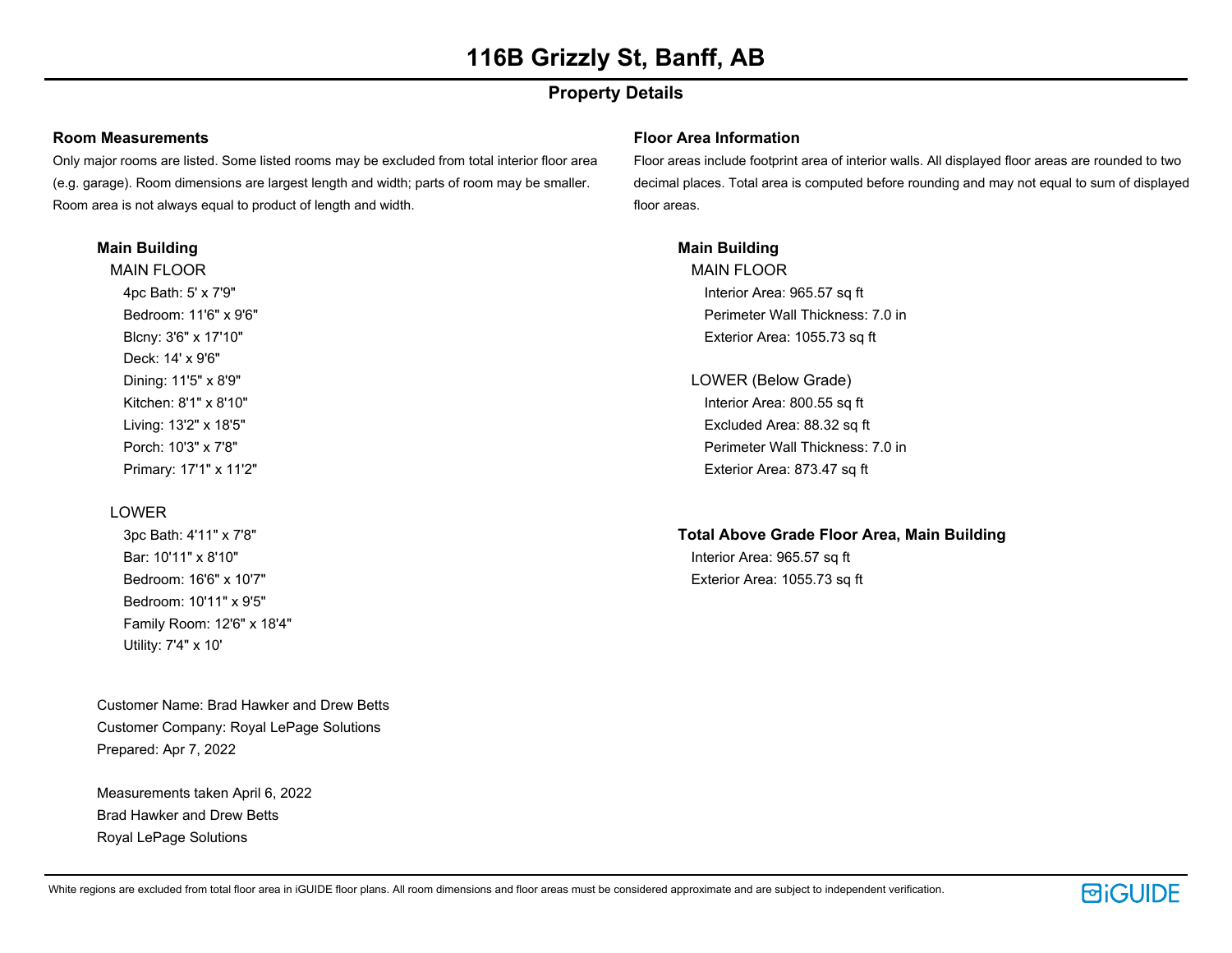# 116B Grizzly St, Banff, AB

## Property Details

### Room Measurements

Only major rooms are listed. Some listed rooms may be excluded from total interior floor area (e.g. garage). Room dimensions are largest length and width; parts of room may be smaller. Room area is not always equal to product of length and width.

**Main Building**

MAIN FLOOR

- 4pc Bath: 5' x 7'9"
- Bedroom: 11'6" x 9'6"
- Blcny: 3'6" x 17'10"
- Deck: 14' x 9'6"
- Dining: 11'5" x 8'9"
- Kitchen: 8'1" x 8'10"
- Living: 13'2" x 18'5"
- Porch: 10'3" x 7'8"
- Primary: 17'1" x 11'2"

LOWER

- 3pc Bath: 4'11" x 7'8"
- Bar: 10'11" x 8'10"
- Bedroom: 16'6" x 10'7"
- Bedroom: 10'11" x 9'5"
- Family Room: 12'6" x 18'4"
- Utility: 7'4" x 10'

Customer Name: Brad Hawker and Drew Betts
Customer Company: Royal LePage Solutions
Prepared: Apr 7, 2022

Measurements taken April 6, 2022
Brad Hawker and Drew Betts
Royal LePage Solutions

### Floor Area Information

Floor areas include footprint area of interior walls. All displayed floor areas are rounded to two decimal places. Total area is computed before rounding and may not equal to sum of displayed floor areas.

**Main Building**

MAIN FLOOR

- Interior Area: 965.57 sq ft
- Perimeter Wall Thickness: 7.0 in
- Exterior Area: 1055.73 sq ft

LOWER (Below Grade)

- Interior Area: 800.55 sq ft
- Excluded Area: 88.32 sq ft
- Perimeter Wall Thickness: 7.0 in
- Exterior Area: 873.47 sq ft

**Total Above Grade Floor Area, Main Building**

- Interior Area: 965.57 sq ft
- Exterior Area: 1055.73 sq ft

White regions are excluded from total floor area in iGUIDE floor plans. All room dimensions and floor areas must be considered approximate and are subject to independent verification.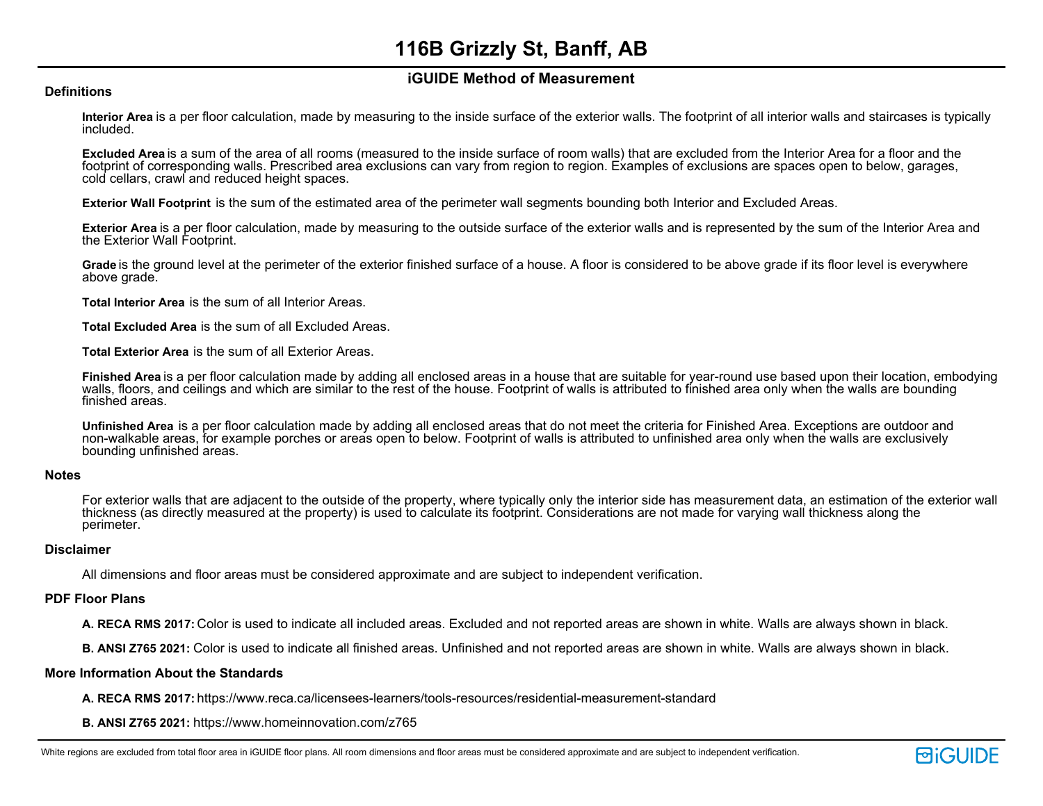# 116B Grizzly St, Banff, AB

## iGUIDE Method of Measurement

### Definitions

**Interior Area** is a per floor calculation, made by measuring to the inside surface of the exterior walls. The footprint of all interior walls and staircases is typically included.

**Excluded Area** is a sum of the area of all rooms (measured to the inside surface of room walls) that are excluded from the Interior Area for a floor and the footprint of corresponding walls. Prescribed area exclusions can vary from region to region. Examples of exclusions are spaces open to below, garages, cold cellars, crawl and reduced height spaces.

**Exterior Wall Footprint** is the sum of the estimated area of the perimeter wall segments bounding both Interior and Excluded Areas.

**Exterior Area** is a per floor calculation, made by measuring to the outside surface of the exterior walls and is represented by the sum of the Interior Area and the Exterior Wall Footprint.

**Grade** is the ground level at the perimeter of the exterior finished surface of a house. A floor is considered to be above grade if its floor level is everywhere above grade.

**Total Interior Area** is the sum of all Interior Areas.

**Total Excluded Area** is the sum of all Excluded Areas.

**Total Exterior Area** is the sum of all Exterior Areas.

**Finished Area** is a per floor calculation made by adding all enclosed areas in a house that are suitable for year-round use based upon their location, embodying walls, floors, and ceilings and which are similar to the rest of the house. Footprint of walls is attributed to finished area only when the walls are bounding finished areas.

**Unfinished Area** is a per floor calculation made by adding all enclosed areas that do not meet the criteria for Finished Area. Exceptions are outdoor and non-walkable areas, for example porches or areas open to below. Footprint of walls is attributed to unfinished area only when the walls are exclusively bounding unfinished areas.

### Notes

For exterior walls that are adjacent to the outside of the property, where typically only the interior side has measurement data, an estimation of the exterior wall thickness (as directly measured at the property) is used to calculate its footprint. Considerations are not made for varying wall thickness along the perimeter.

### Disclaimer

All dimensions and floor areas must be considered approximate and are subject to independent verification.

### PDF Floor Plans

**A. RECA RMS 2017:** Color is used to indicate all included areas. Excluded and not reported areas are shown in white. Walls are always shown in black.

**B. ANSI Z765 2021:** Color is used to indicate all finished areas. Unfinished and not reported areas are shown in white. Walls are always shown in black.

### More Information About the Standards

**A. RECA RMS 2017:** https://www.reca.ca/licensees-learners/tools-resources/residential-measurement-standard

**B. ANSI Z765 2021:** https://www.homeinnovation.com/z765

White regions are excluded from total floor area in iGUIDE floor plans. All room dimensions and floor areas must be considered approximate and are subject to independent verification.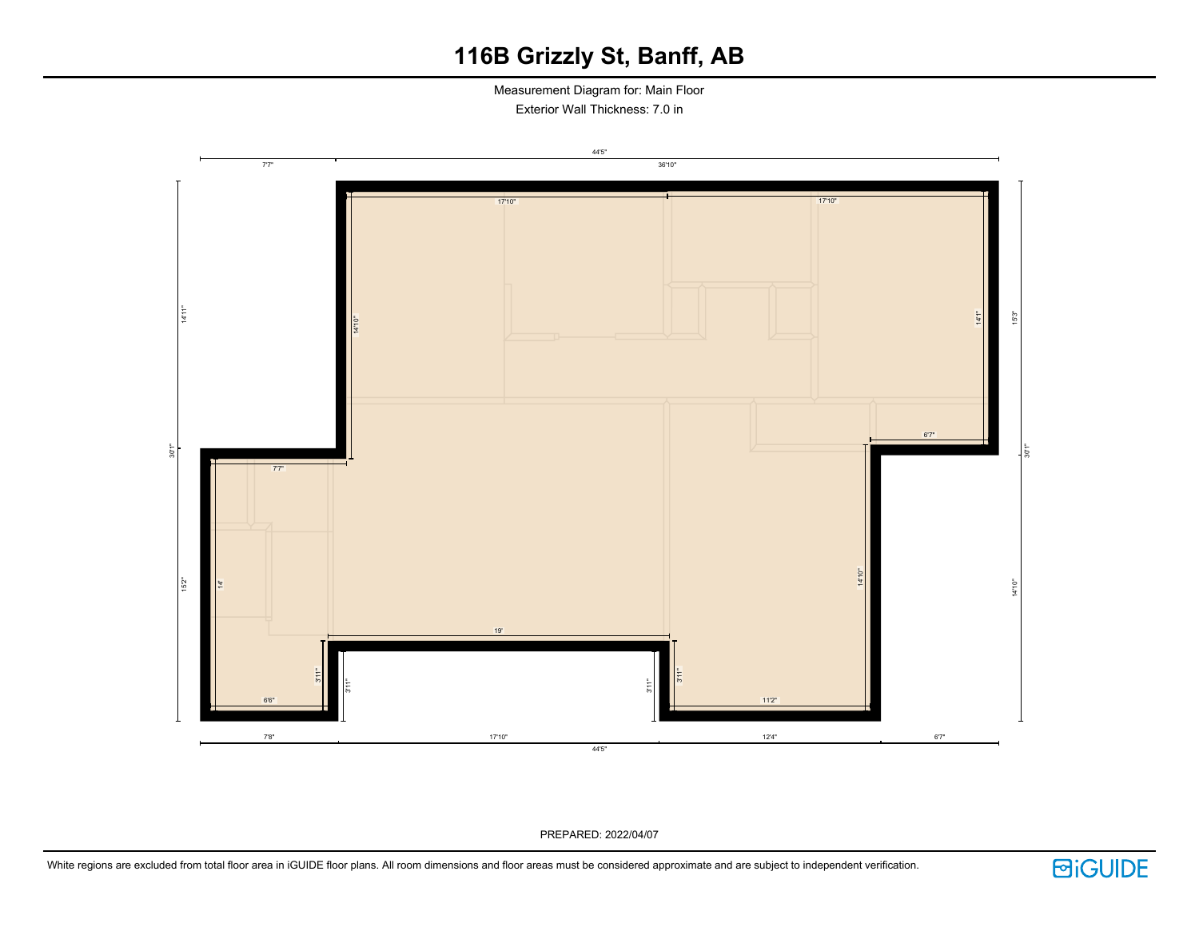# 116B Grizzly St, Banff, AB

Measurement Diagram for: Main Floor

Exterior Wall Thickness: 7.0 in

44'5"

7'7"

36'10"

17'10"

17'10"

14'11"

14'10"

14'1"

15'3"

30'1"

30'1"

6'7"

7'7"

15'2"

14'

14'10"

14'10"

19'

3'11"

3'11"

3'11"

3'11"

6'6"

11'2"

7'8"

17'10"

12'4"

6'7"

44'5"

PREPARED: 2022/04/07

White regions are excluded from total floor area in iGUIDE floor plans. All room dimensions and floor areas must be considered approximate and are subject to independent verification.

iGUIDE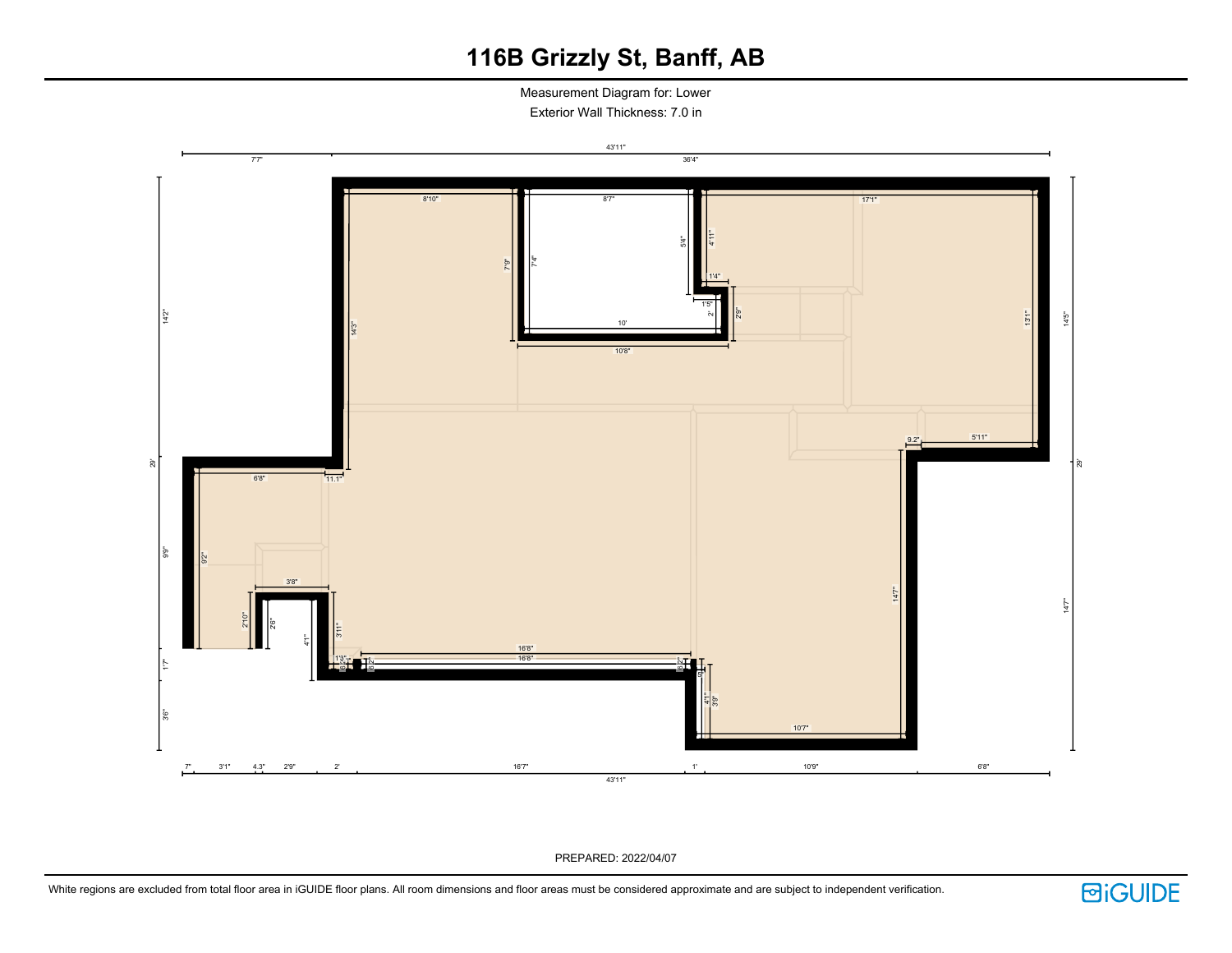# 116B Grizzly St, Banff, AB

Measurement Diagram for: Lower

Exterior Wall Thickness: 7.0 in

43'11"

7'7"

36'4"

8'10"

8'7"

17'1"

14'2"

7'9"

7'4"

5'4"

4'11"

1'4"

1'5"

2'

2'9"

14'3"

10'

10'8"

13'1"

14'5"

29'

29'

9.2"

5'11"

6'8"

11.1"

9'9"

9'2"

3'8"

2'10"

2'6"

4'1"

3'11"

14'7"

14'7"

16'8"

16'8"

1'3"

1'7"

3'6"

4'1"

3'9"

10'7"

7"

3'1"

4.3"

2'9"

2'

16'7"

1'

10'9"

6'8"

43'11"

PREPARED: 2022/04/07

White regions are excluded from total floor area in iGUIDE floor plans. All room dimensions and floor areas must be considered approximate and are subject to independent verification.

iGUIDE